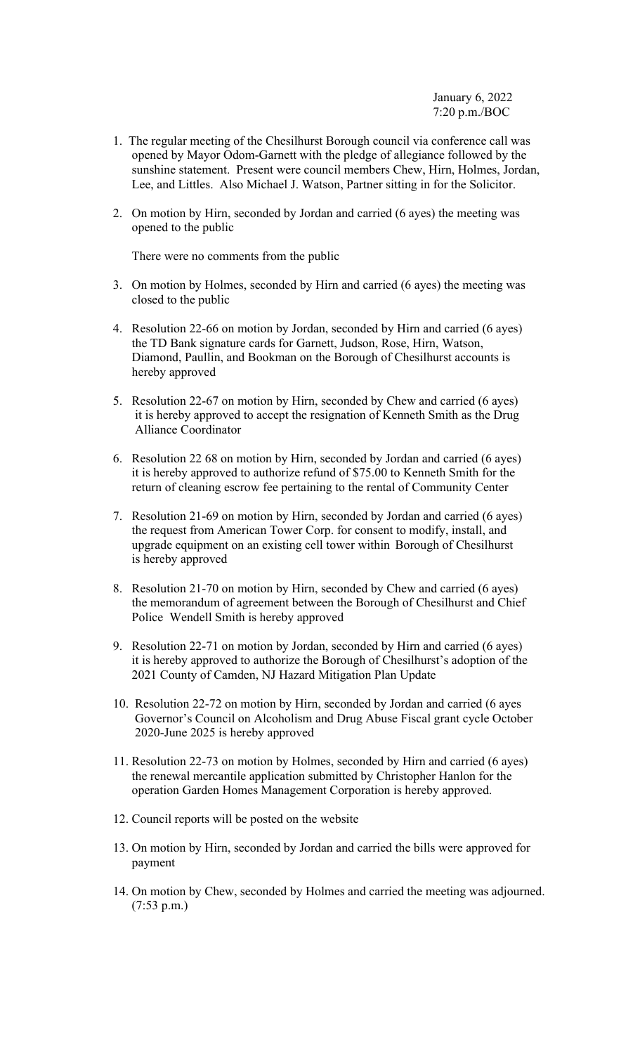January 6, 2022
7:20 p.m./BOC

1. The regular meeting of the Chesilhurst Borough council via conference call was opened by Mayor Odom-Garnett with the pledge of allegiance followed by the sunshine statement. Present were council members Chew, Hirn, Holmes, Jordan, Lee, and Littles. Also Michael J. Watson, Partner sitting in for the Solicitor.

2. On motion by Hirn, seconded by Jordan and carried (6 ayes) the meeting was opened to the public

   There were no comments from the public

3. On motion by Holmes, seconded by Hirn and carried (6 ayes) the meeting was closed to the public

4. Resolution 22-66 on motion by Jordan, seconded by Hirn and carried (6 ayes) the TD Bank signature cards for Garnett, Judson, Rose, Hirn, Watson, Diamond, Paullin, and Bookman on the Borough of Chesilhurst accounts is hereby approved

5. Resolution 22-67 on motion by Hirn, seconded by Chew and carried (6 ayes) it is hereby approved to accept the resignation of Kenneth Smith as the Drug Alliance Coordinator

6. Resolution 22 68 on motion by Hirn, seconded by Jordan and carried (6 ayes) it is hereby approved to authorize refund of $75.00 to Kenneth Smith for the return of cleaning escrow fee pertaining to the rental of Community Center

7. Resolution 21-69 on motion by Hirn, seconded by Jordan and carried (6 ayes) the request from American Tower Corp. for consent to modify, install, and upgrade equipment on an existing cell tower within Borough of Chesilhurst is hereby approved

8. Resolution 21-70 on motion by Hirn, seconded by Chew and carried (6 ayes) the memorandum of agreement between the Borough of Chesilhurst and Chief Police Wendell Smith is hereby approved

9. Resolution 22-71 on motion by Jordan, seconded by Hirn and carried (6 ayes) it is hereby approved to authorize the Borough of Chesilhurst's adoption of the 2021 County of Camden, NJ Hazard Mitigation Plan Update

10. Resolution 22-72 on motion by Hirn, seconded by Jordan and carried (6 ayes Governor's Council on Alcoholism and Drug Abuse Fiscal grant cycle October 2020-June 2025 is hereby approved

11. Resolution 22-73 on motion by Holmes, seconded by Hirn and carried (6 ayes) the renewal mercantile application submitted by Christopher Hanlon for the operation Garden Homes Management Corporation is hereby approved.

12. Council reports will be posted on the website

13. On motion by Hirn, seconded by Jordan and carried the bills were approved for payment

14. On motion by Chew, seconded by Holmes and carried the meeting was adjourned. (7:53 p.m.)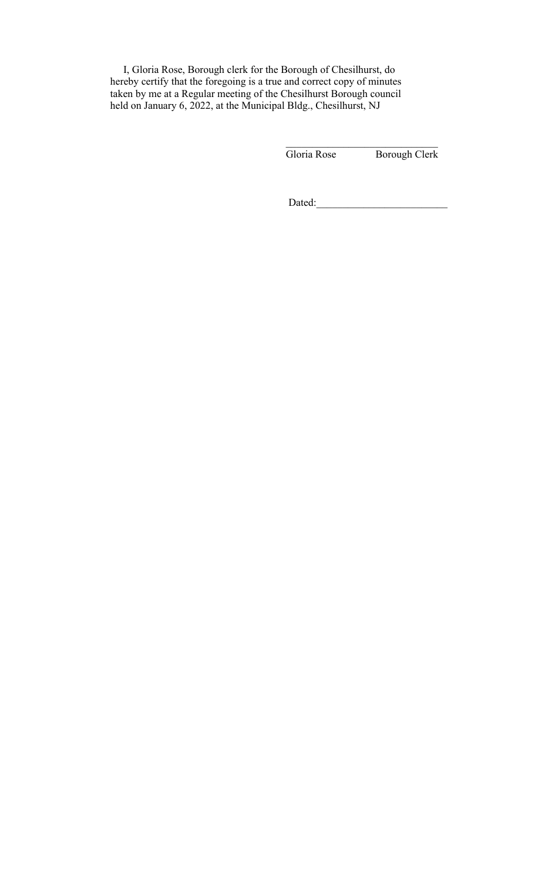I, Gloria Rose, Borough clerk for the Borough of Chesilhurst, do hereby certify that the foregoing is a true and correct copy of minutes taken by me at a Regular meeting of the Chesilhurst Borough council held on January 6, 2022, at the Municipal Bldg., Chesilhurst, NJ

\_\_\_\_\_\_\_\_\_\_\_\_\_\_\_\_\_\_\_\_\_\_\_\_\_\_\_\_\_\_

Gloria Rose Borough Clerk

Dated:\_\_\_\_\_\_\_\_\_\_\_\_\_\_\_\_\_\_\_\_\_\_\_\_\_